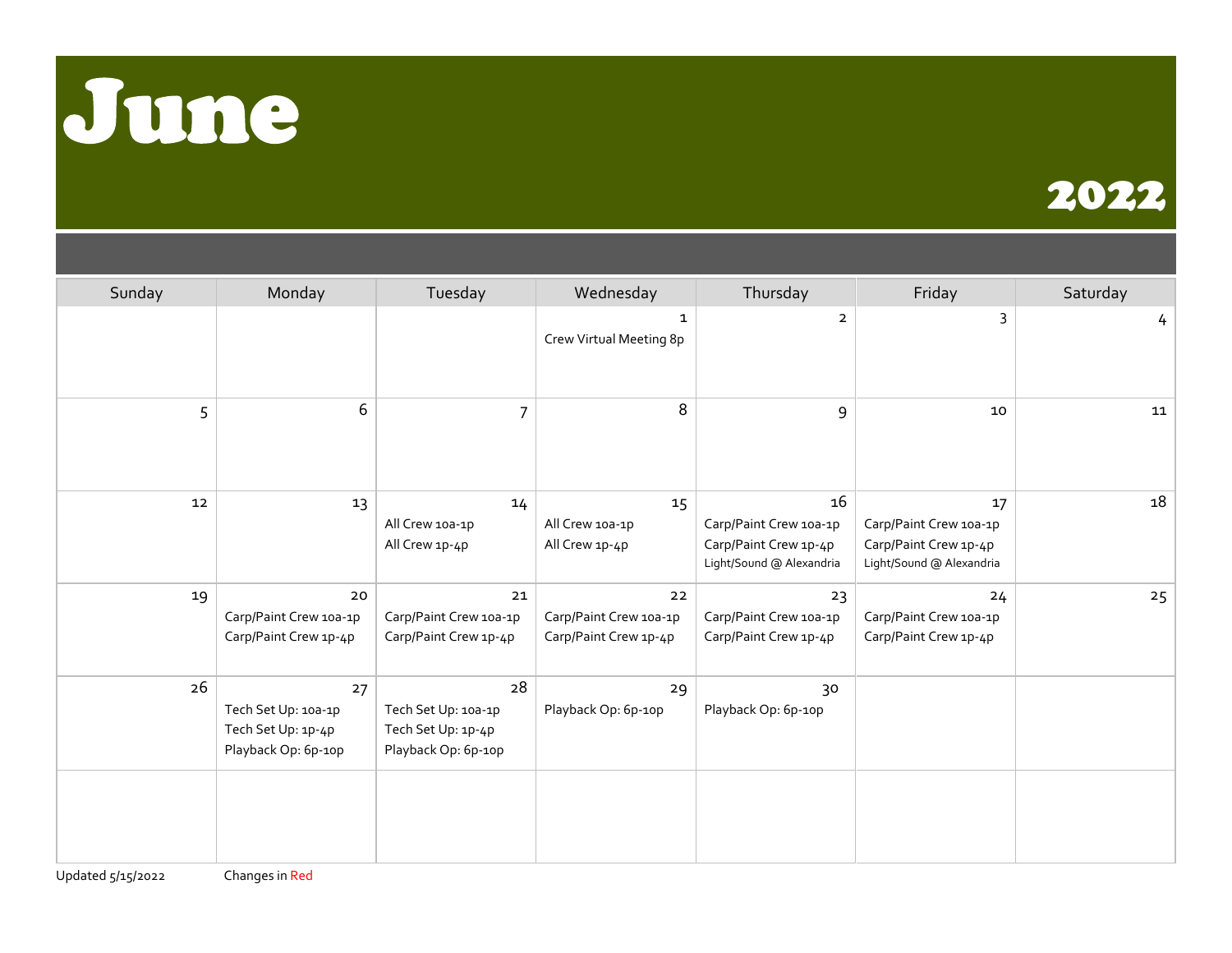# June

## 2022

| Sunday | Monday | Tuesday | Wednesday | Thursday | Friday | Saturday |
|---|---|---|---|---|---|---|
| | | | 1<br>Crew Virtual Meeting 8p | 2 | 3 | 4 |
| 5 | 6 | 7 | 8 | 9 | 10 | 11 |
| 12 | 13 | 14<br>All Crew 10a-1p<br>All Crew 1p-4p | 15<br>All Crew 10a-1p<br>All Crew 1p-4p | 16<br>Carp/Paint Crew 10a-1p<br>Carp/Paint Crew 1p-4p<br>Light/Sound @ Alexandria | 17<br>Carp/Paint Crew 10a-1p<br>Carp/Paint Crew 1p-4p<br>Light/Sound @ Alexandria | 18 |
| 19 | 20<br>Carp/Paint Crew 10a-1p<br>Carp/Paint Crew 1p-4p | 21<br>Carp/Paint Crew 10a-1p<br>Carp/Paint Crew 1p-4p | 22<br>Carp/Paint Crew 10a-1p<br>Carp/Paint Crew 1p-4p | 23<br>Carp/Paint Crew 10a-1p<br>Carp/Paint Crew 1p-4p | 24<br>Carp/Paint Crew 10a-1p<br>Carp/Paint Crew 1p-4p | 25 |
| 26 | 27<br>Tech Set Up: 10a-1p<br>Tech Set Up: 1p-4p<br>Playback Op: 6p-10p | 28<br>Tech Set Up: 10a-1p<br>Tech Set Up: 1p-4p<br>Playback Op: 6p-10p | 29<br>Playback Op: 6p-10p | 30<br>Playback Op: 6p-10p | | |
| | | | | | | |

Updated 5/15/2022 Changes in Red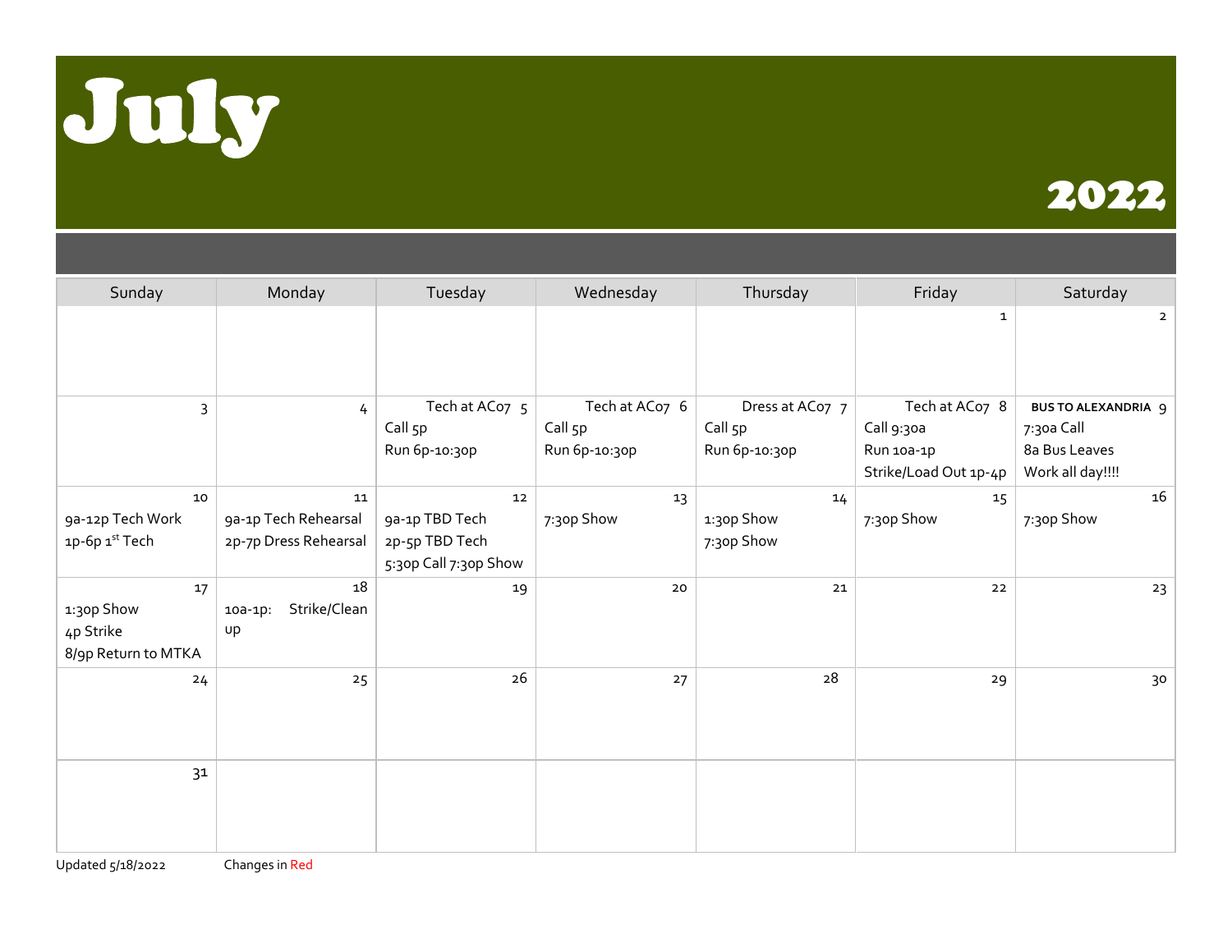# July

## 2022

| Sunday | Monday | Tuesday | Wednesday | Thursday | Friday | Saturday |
|---|---|---|---|---|---|---|
| | | | | | 1 | 2 |
| 3 | 4 | 5<br>Tech at ACo7<br>Call 5p<br>Run 6p-10:30p | 6<br>Tech at ACo7<br>Call 5p<br>Run 6p-10:30p | 7<br>Dress at ACo7<br>Call 5p<br>Run 6p-10:30p | 8<br>Tech at ACo7<br>Call 9:30a<br>Run 10a-1p<br>Strike/Load Out 1p-4p | 9<br>**BUS TO ALEXANDRIA**<br>7:30a Call<br>8a Bus Leaves<br>Work all day!!!! |
| 10<br>9a-12p Tech Work<br>1p-6p 1st Tech | 11<br>9a-1p Tech Rehearsal<br>2p-7p Dress Rehearsal | 12<br>9a-1p TBD Tech<br>2p-5p TBD Tech<br>5:30p Call 7:30p Show | 13<br>7:30p Show | 14<br>1:30p Show<br>7:30p Show | 15<br>7:30p Show | 16<br>7:30p Show |
| 17<br>1:30p Show<br>4p Strike<br>8/9p Return to MTKA | 18<br>10a-1p: Strike/Clean up | 19 | 20 | 21 | 22 | 23 |
| 24 | 25 | 26 | 27 | 28 | 29 | 30 |
| 31 | | | | | | |

Updated 5/18/2022 Changes in Red